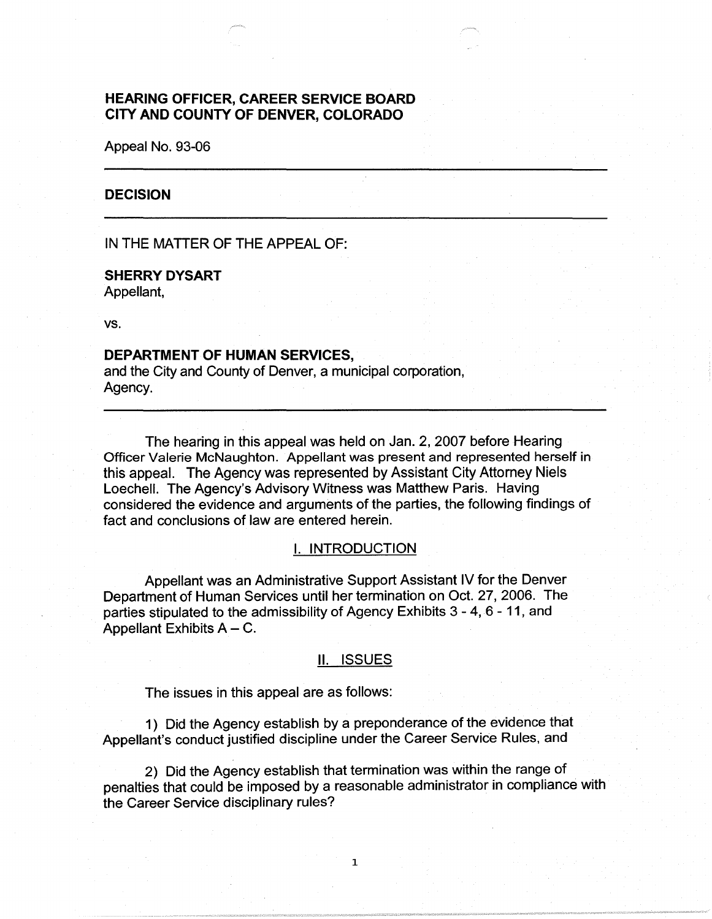# HEARING OFFICER, CAREER SERVICE BOARD
# CITY AND COUNTY OF DENVER, COLORADO

Appeal No. 93-06

---

## DECISION

---

IN THE MATTER OF THE APPEAL OF:

**SHERRY DYSART**
Appellant,

vs.

**DEPARTMENT OF HUMAN SERVICES,**
and the City and County of Denver, a municipal corporation,
Agency.

---

The hearing in this appeal was held on Jan. 2, 2007 before Hearing Officer Valerie McNaughton. Appellant was present and represented herself in this appeal. The Agency was represented by Assistant City Attorney Niels Loechell. The Agency's Advisory Witness was Matthew Paris. Having considered the evidence and arguments of the parties, the following findings of fact and conclusions of law are entered herein.

## I. INTRODUCTION

Appellant was an Administrative Support Assistant IV for the Denver Department of Human Services until her termination on Oct. 27, 2006. The parties stipulated to the admissibility of Agency Exhibits 3 - 4, 6 - 11, and Appellant Exhibits A – C.

## II. ISSUES

The issues in this appeal are as follows:

1) Did the Agency establish by a preponderance of the evidence that Appellant's conduct justified discipline under the Career Service Rules, and

2) Did the Agency establish that termination was within the range of penalties that could be imposed by a reasonable administrator in compliance with the Career Service disciplinary rules?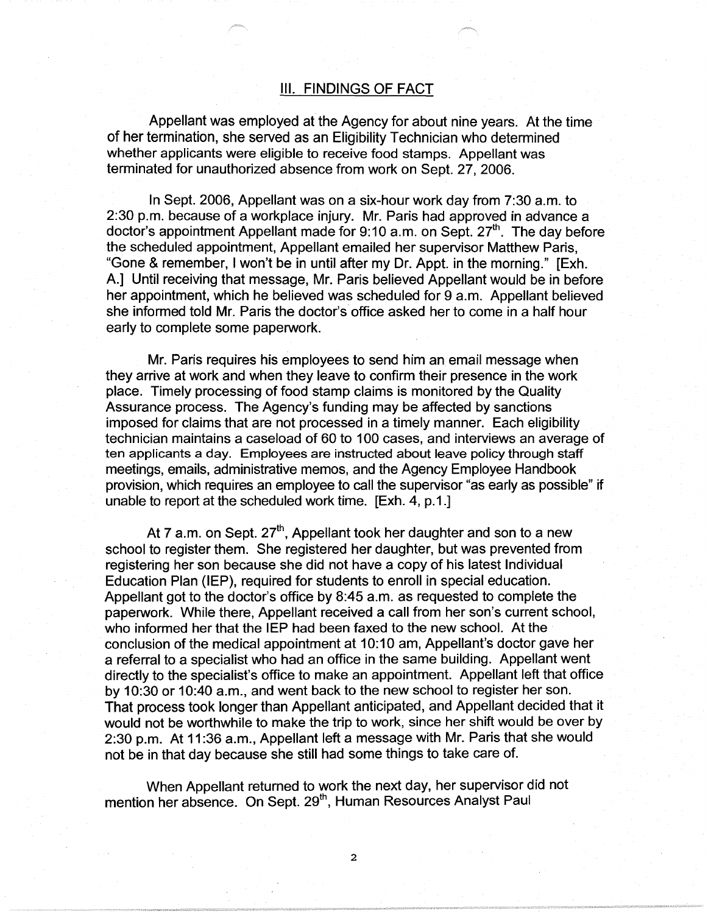## III. FINDINGS OF FACT

Appellant was employed at the Agency for about nine years. At the time of her termination, she served as an Eligibility Technician who determined whether applicants were eligible to receive food stamps. Appellant was terminated for unauthorized absence from work on Sept. 27, 2006.

In Sept. 2006, Appellant was on a six-hour work day from 7:30 a.m. to 2:30 p.m. because of a workplace injury. Mr. Paris had approved in advance a doctor's appointment Appellant made for 9:10 a.m. on Sept. 27th. The day before the scheduled appointment, Appellant emailed her supervisor Matthew Paris, "Gone & remember, I won't be in until after my Dr. Appt. in the morning." [Exh. A.] Until receiving that message, Mr. Paris believed Appellant would be in before her appointment, which he believed was scheduled for 9 a.m. Appellant believed she informed told Mr. Paris the doctor's office asked her to come in a half hour early to complete some paperwork.

Mr. Paris requires his employees to send him an email message when they arrive at work and when they leave to confirm their presence in the work place. Timely processing of food stamp claims is monitored by the Quality Assurance process. The Agency's funding may be affected by sanctions imposed for claims that are not processed in a timely manner. Each eligibility technician maintains a caseload of 60 to 100 cases, and interviews an average of ten applicants a day. Employees are instructed about leave policy through staff meetings, emails, administrative memos, and the Agency Employee Handbook provision, which requires an employee to call the supervisor "as early as possible" if unable to report at the scheduled work time. [Exh. 4, p.1.]

At 7 a.m. on Sept. 27th, Appellant took her daughter and son to a new school to register them. She registered her daughter, but was prevented from registering her son because she did not have a copy of his latest Individual Education Plan (IEP), required for students to enroll in special education. Appellant got to the doctor's office by 8:45 a.m. as requested to complete the paperwork. While there, Appellant received a call from her son's current school, who informed her that the IEP had been faxed to the new school. At the conclusion of the medical appointment at 10:10 am, Appellant's doctor gave her a referral to a specialist who had an office in the same building. Appellant went directly to the specialist's office to make an appointment. Appellant left that office by 10:30 or 10:40 a.m., and went back to the new school to register her son. That process took longer than Appellant anticipated, and Appellant decided that it would not be worthwhile to make the trip to work, since her shift would be over by 2:30 p.m. At 11:36 a.m., Appellant left a message with Mr. Paris that she would not be in that day because she still had some things to take care of.

When Appellant returned to work the next day, her supervisor did not mention her absence. On Sept. 29th, Human Resources Analyst Paul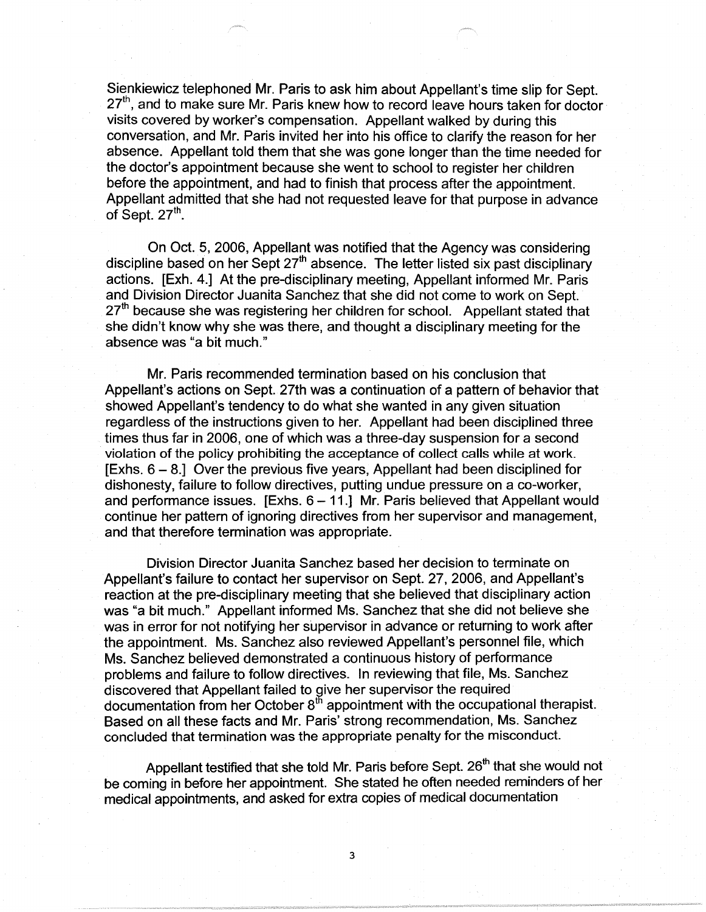Sienkiewicz telephoned Mr. Paris to ask him about Appellant's time slip for Sept. 27th, and to make sure Mr. Paris knew how to record leave hours taken for doctor visits covered by worker's compensation. Appellant walked by during this conversation, and Mr. Paris invited her into his office to clarify the reason for her absence. Appellant told them that she was gone longer than the time needed for the doctor's appointment because she went to school to register her children before the appointment, and had to finish that process after the appointment. Appellant admitted that she had not requested leave for that purpose in advance of Sept. 27th.

On Oct. 5, 2006, Appellant was notified that the Agency was considering discipline based on her Sept 27th absence. The letter listed six past disciplinary actions. [Exh. 4.] At the pre-disciplinary meeting, Appellant informed Mr. Paris and Division Director Juanita Sanchez that she did not come to work on Sept. 27th because she was registering her children for school. Appellant stated that she didn't know why she was there, and thought a disciplinary meeting for the absence was "a bit much."

Mr. Paris recommended termination based on his conclusion that Appellant's actions on Sept. 27th was a continuation of a pattern of behavior that showed Appellant's tendency to do what she wanted in any given situation regardless of the instructions given to her. Appellant had been disciplined three times thus far in 2006, one of which was a three-day suspension for a second violation of the policy prohibiting the acceptance of collect calls while at work. [Exhs. 6 – 8.] Over the previous five years, Appellant had been disciplined for dishonesty, failure to follow directives, putting undue pressure on a co-worker, and performance issues. [Exhs. 6 – 11.] Mr. Paris believed that Appellant would continue her pattern of ignoring directives from her supervisor and management, and that therefore termination was appropriate.

Division Director Juanita Sanchez based her decision to terminate on Appellant's failure to contact her supervisor on Sept. 27, 2006, and Appellant's reaction at the pre-disciplinary meeting that she believed that disciplinary action was "a bit much." Appellant informed Ms. Sanchez that she did not believe she was in error for not notifying her supervisor in advance or returning to work after the appointment. Ms. Sanchez also reviewed Appellant's personnel file, which Ms. Sanchez believed demonstrated a continuous history of performance problems and failure to follow directives. In reviewing that file, Ms. Sanchez discovered that Appellant failed to give her supervisor the required documentation from her October 8th appointment with the occupational therapist. Based on all these facts and Mr. Paris' strong recommendation, Ms. Sanchez concluded that termination was the appropriate penalty for the misconduct.

Appellant testified that she told Mr. Paris before Sept. 26th that she would not be coming in before her appointment. She stated he often needed reminders of her medical appointments, and asked for extra copies of medical documentation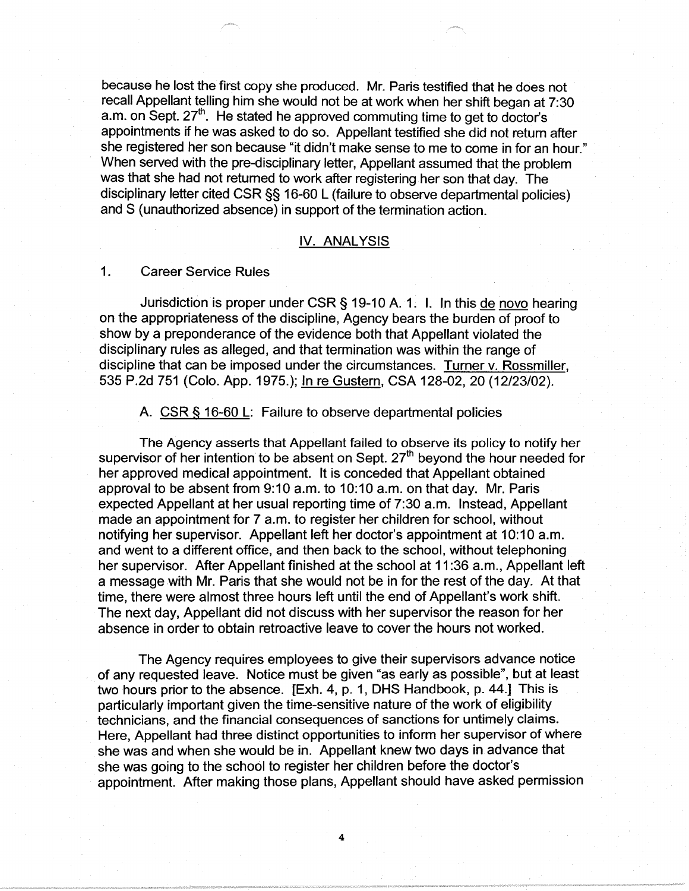because he lost the first copy she produced. Mr. Paris testified that he does not recall Appellant telling him she would not be at work when her shift began at 7:30 a.m. on Sept. 27th. He stated he approved commuting time to get to doctor's appointments if he was asked to do so. Appellant testified she did not return after she registered her son because "it didn't make sense to me to come in for an hour." When served with the pre-disciplinary letter, Appellant assumed that the problem was that she had not returned to work after registering her son that day. The disciplinary letter cited CSR §§ 16-60 L (failure to observe departmental policies) and S (unauthorized absence) in support of the termination action.

## IV. ANALYSIS

### 1. Career Service Rules

Jurisdiction is proper under CSR § 19-10 A. 1. I. In this de novo hearing on the appropriateness of the discipline, Agency bears the burden of proof to show by a preponderance of the evidence both that Appellant violated the disciplinary rules as alleged, and that termination was within the range of discipline that can be imposed under the circumstances. Turner v. Rossmiller, 535 P.2d 751 (Colo. App. 1975.); In re Gustern, CSA 128-02, 20 (12/23/02).

A. CSR § 16-60 L: Failure to observe departmental policies

The Agency asserts that Appellant failed to observe its policy to notify her supervisor of her intention to be absent on Sept. 27th beyond the hour needed for her approved medical appointment. It is conceded that Appellant obtained approval to be absent from 9:10 a.m. to 10:10 a.m. on that day. Mr. Paris expected Appellant at her usual reporting time of 7:30 a.m. Instead, Appellant made an appointment for 7 a.m. to register her children for school, without notifying her supervisor. Appellant left her doctor's appointment at 10:10 a.m. and went to a different office, and then back to the school, without telephoning her supervisor. After Appellant finished at the school at 11:36 a.m., Appellant left a message with Mr. Paris that she would not be in for the rest of the day. At that time, there were almost three hours left until the end of Appellant's work shift. The next day, Appellant did not discuss with her supervisor the reason for her absence in order to obtain retroactive leave to cover the hours not worked.

The Agency requires employees to give their supervisors advance notice of any requested leave. Notice must be given "as early as possible", but at least two hours prior to the absence. [Exh. 4, p. 1, DHS Handbook, p. 44.] This is particularly important given the time-sensitive nature of the work of eligibility technicians, and the financial consequences of sanctions for untimely claims. Here, Appellant had three distinct opportunities to inform her supervisor of where she was and when she would be in. Appellant knew two days in advance that she was going to the school to register her children before the doctor's appointment. After making those plans, Appellant should have asked permission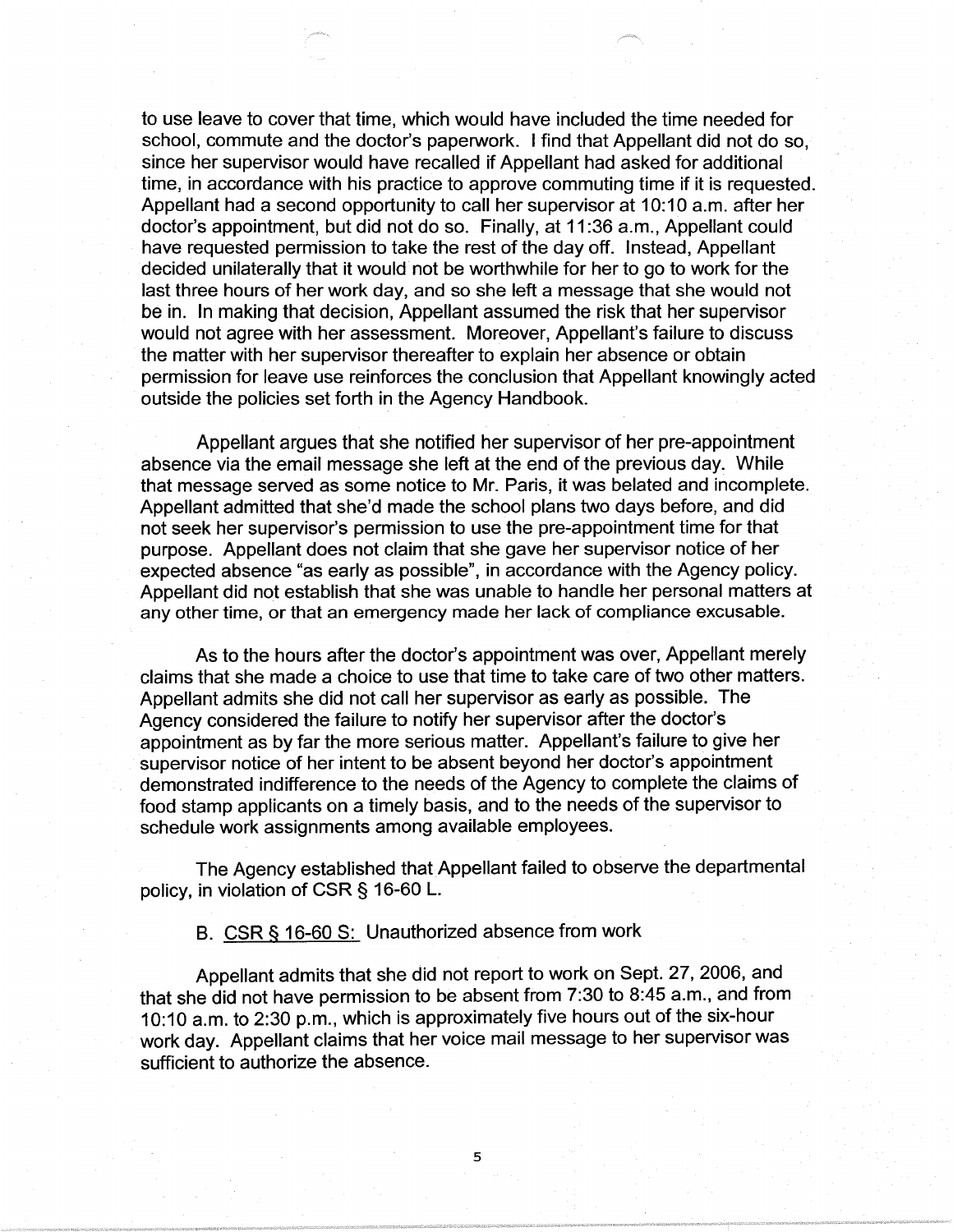to use leave to cover that time, which would have included the time needed for school, commute and the doctor's paperwork. I find that Appellant did not do so, since her supervisor would have recalled if Appellant had asked for additional time, in accordance with his practice to approve commuting time if it is requested. Appellant had a second opportunity to call her supervisor at 10:10 a.m. after her doctor's appointment, but did not do so. Finally, at 11:36 a.m., Appellant could have requested permission to take the rest of the day off. Instead, Appellant decided unilaterally that it would not be worthwhile for her to go to work for the last three hours of her work day, and so she left a message that she would not be in. In making that decision, Appellant assumed the risk that her supervisor would not agree with her assessment. Moreover, Appellant's failure to discuss the matter with her supervisor thereafter to explain her absence or obtain permission for leave use reinforces the conclusion that Appellant knowingly acted outside the policies set forth in the Agency Handbook.

Appellant argues that she notified her supervisor of her pre-appointment absence via the email message she left at the end of the previous day. While that message served as some notice to Mr. Paris, it was belated and incomplete. Appellant admitted that she'd made the school plans two days before, and did not seek her supervisor's permission to use the pre-appointment time for that purpose. Appellant does not claim that she gave her supervisor notice of her expected absence "as early as possible", in accordance with the Agency policy. Appellant did not establish that she was unable to handle her personal matters at any other time, or that an emergency made her lack of compliance excusable.

As to the hours after the doctor's appointment was over, Appellant merely claims that she made a choice to use that time to take care of two other matters. Appellant admits she did not call her supervisor as early as possible. The Agency considered the failure to notify her supervisor after the doctor's appointment as by far the more serious matter. Appellant's failure to give her supervisor notice of her intent to be absent beyond her doctor's appointment demonstrated indifference to the needs of the Agency to complete the claims of food stamp applicants on a timely basis, and to the needs of the supervisor to schedule work assignments among available employees.

The Agency established that Appellant failed to observe the departmental policy, in violation of CSR § 16-60 L.

B. CSR § 16-60 S: Unauthorized absence from work

Appellant admits that she did not report to work on Sept. 27, 2006, and that she did not have permission to be absent from 7:30 to 8:45 a.m., and from 10:10 a.m. to 2:30 p.m., which is approximately five hours out of the six-hour work day. Appellant claims that her voice mail message to her supervisor was sufficient to authorize the absence.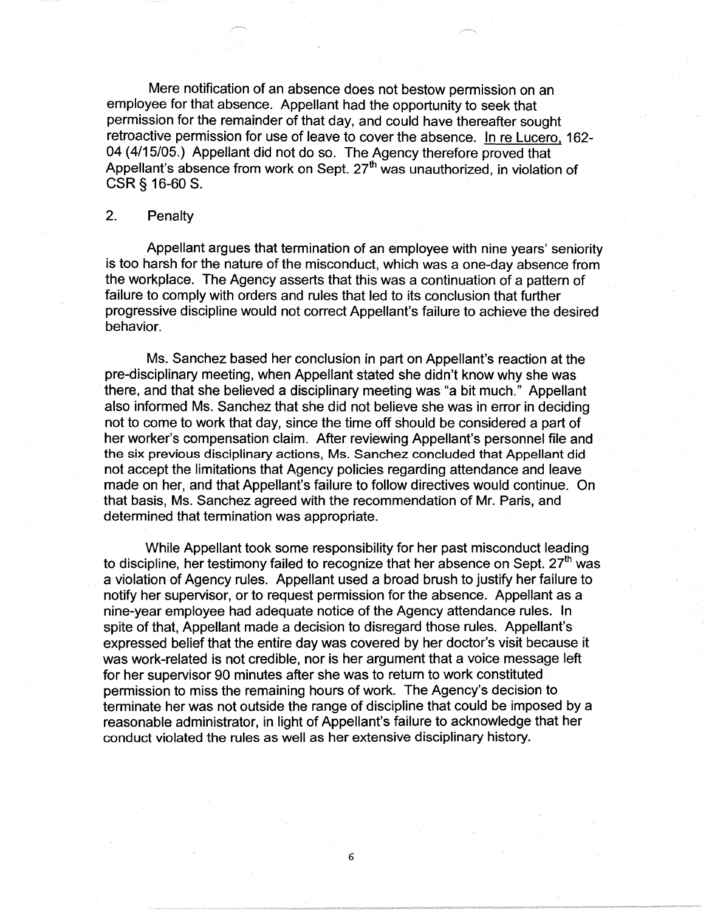Mere notification of an absence does not bestow permission on an employee for that absence. Appellant had the opportunity to seek that permission for the remainder of that day, and could have thereafter sought retroactive permission for use of leave to cover the absence. In re Lucero, 162-04 (4/15/05.) Appellant did not do so. The Agency therefore proved that Appellant's absence from work on Sept. 27th was unauthorized, in violation of CSR § 16-60 S.

## 2. Penalty

Appellant argues that termination of an employee with nine years' seniority is too harsh for the nature of the misconduct, which was a one-day absence from the workplace. The Agency asserts that this was a continuation of a pattern of failure to comply with orders and rules that led to its conclusion that further progressive discipline would not correct Appellant's failure to achieve the desired behavior.

Ms. Sanchez based her conclusion in part on Appellant's reaction at the pre-disciplinary meeting, when Appellant stated she didn't know why she was there, and that she believed a disciplinary meeting was "a bit much." Appellant also informed Ms. Sanchez that she did not believe she was in error in deciding not to come to work that day, since the time off should be considered a part of her worker's compensation claim. After reviewing Appellant's personnel file and the six previous disciplinary actions, Ms. Sanchez concluded that Appellant did not accept the limitations that Agency policies regarding attendance and leave made on her, and that Appellant's failure to follow directives would continue. On that basis, Ms. Sanchez agreed with the recommendation of Mr. Paris, and determined that termination was appropriate.

While Appellant took some responsibility for her past misconduct leading to discipline, her testimony failed to recognize that her absence on Sept. 27th was a violation of Agency rules. Appellant used a broad brush to justify her failure to notify her supervisor, or to request permission for the absence. Appellant as a nine-year employee had adequate notice of the Agency attendance rules. In spite of that, Appellant made a decision to disregard those rules. Appellant's expressed belief that the entire day was covered by her doctor's visit because it was work-related is not credible, nor is her argument that a voice message left for her supervisor 90 minutes after she was to return to work constituted permission to miss the remaining hours of work. The Agency's decision to terminate her was not outside the range of discipline that could be imposed by a reasonable administrator, in light of Appellant's failure to acknowledge that her conduct violated the rules as well as her extensive disciplinary history.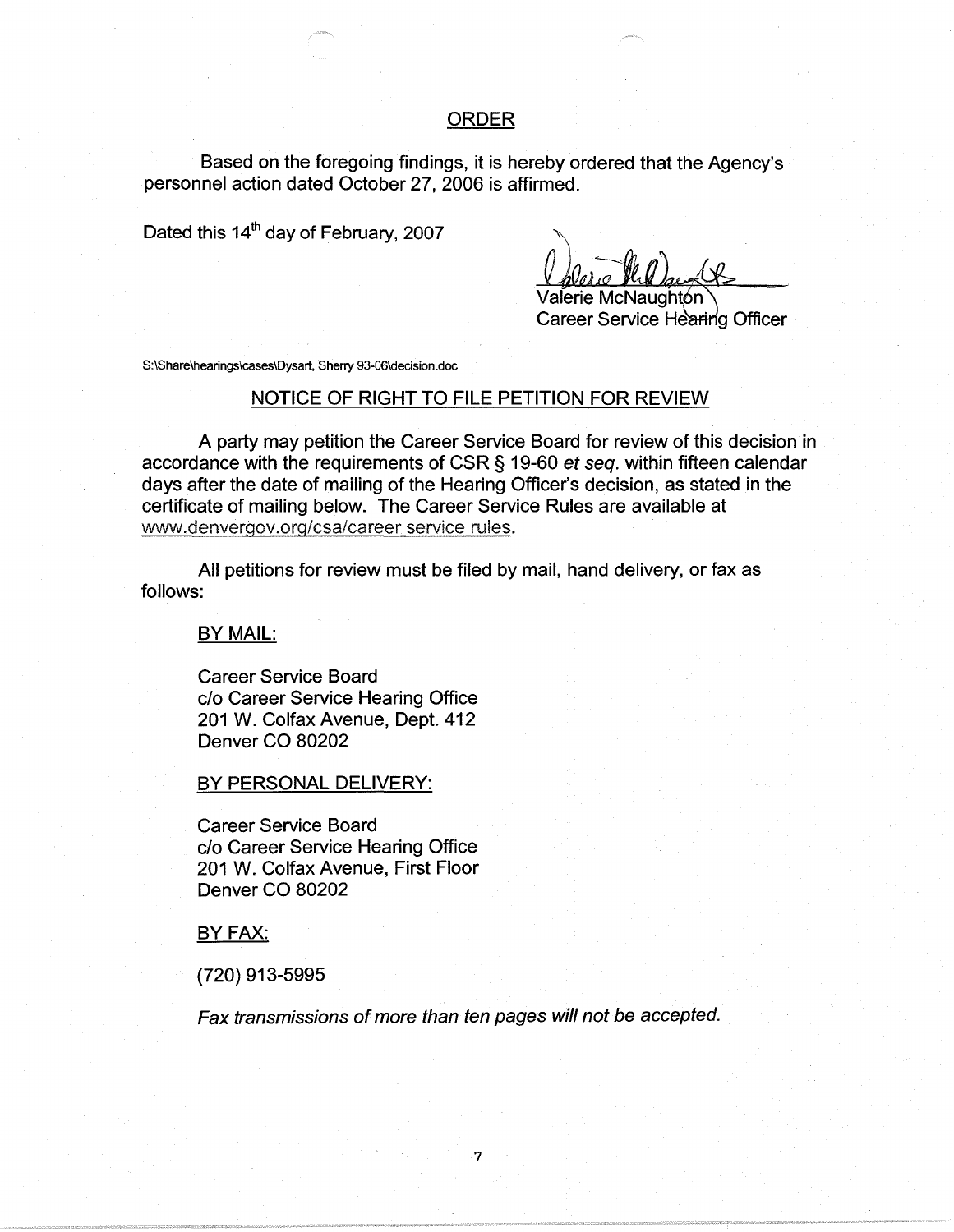## ORDER

Based on the foregoing findings, it is hereby ordered that the Agency's personnel action dated October 27, 2006 is affirmed.

Dated this 14th day of February, 2007

Valerie McNaughton
Career Service Hearing Officer

S:\Share\hearings\cases\Dysart, Sherry 93-06\decision.doc

## NOTICE OF RIGHT TO FILE PETITION FOR REVIEW

A party may petition the Career Service Board for review of this decision in accordance with the requirements of CSR § 19-60 *et seq.* within fifteen calendar days after the date of mailing of the Hearing Officer's decision, as stated in the certificate of mailing below. The Career Service Rules are available at www.denvergov.org/csa/career service rules.

All petitions for review must be filed by mail, hand delivery, or fax as follows:

BY MAIL:

Career Service Board
c/o Career Service Hearing Office
201 W. Colfax Avenue, Dept. 412
Denver CO 80202

BY PERSONAL DELIVERY:

Career Service Board
c/o Career Service Hearing Office
201 W. Colfax Avenue, First Floor
Denver CO 80202

BY FAX:

(720) 913-5995

*Fax transmissions of more than ten pages will not be accepted.*